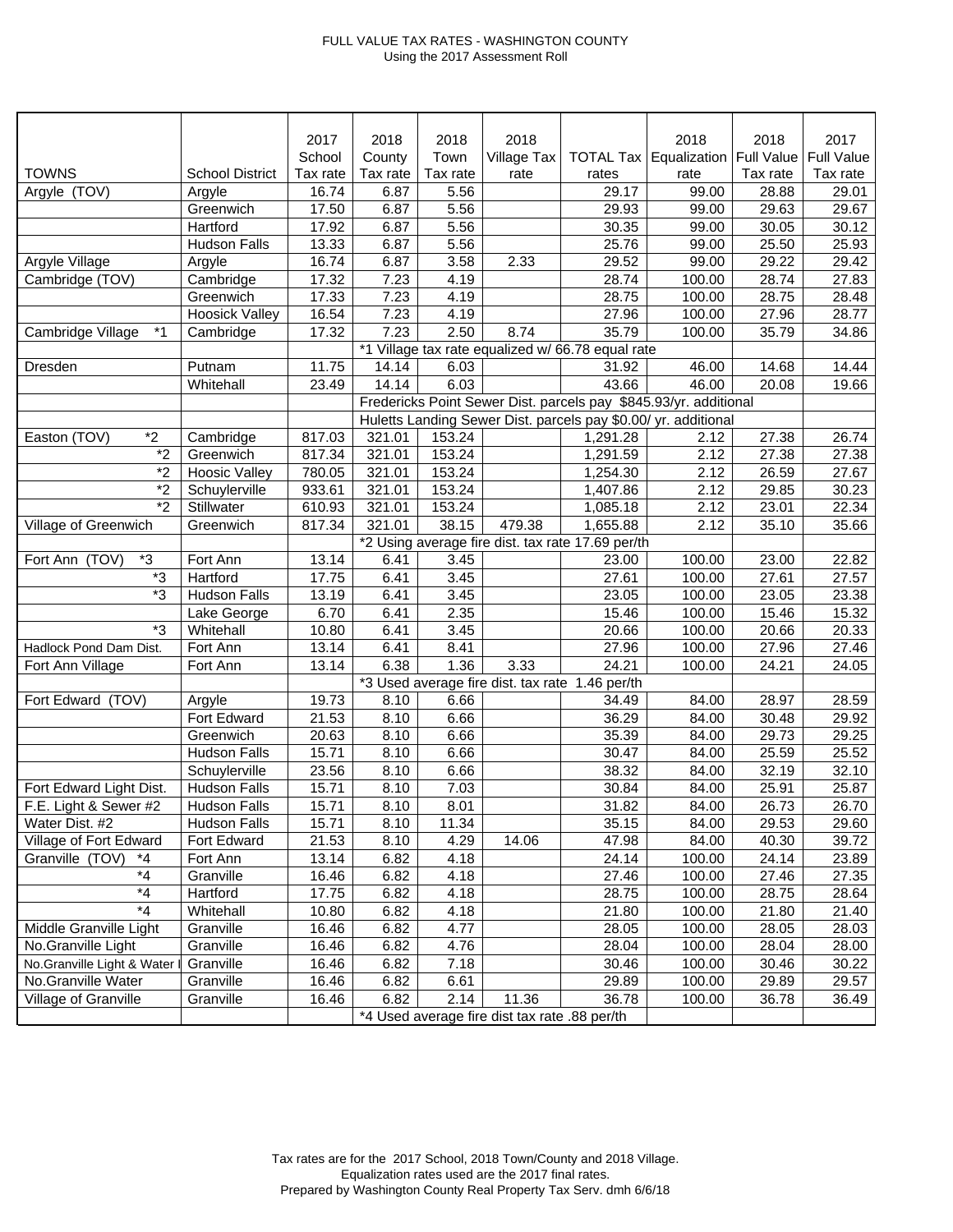# FULL VALUE TAX RATES - WASHINGTON COUNTY

Using the 2017 Assessment Roll

| TOWNS | School District | 2017 School Tax rate | 2018 County Tax rate | 2018 Town Tax rate | 2018 Village Tax rate | TOTAL Tax rates | 2018 Equalization rate | 2018 Full Value Tax rate | 2017 Full Value Tax rate |
|---|---|---|---|---|---|---|---|---|---|
| Argyle (TOV) | Argyle | 16.74 | 6.87 | 5.56 | | 29.17 | 99.00 | 28.88 | 29.01 |
| | Greenwich | 17.50 | 6.87 | 5.56 | | 29.93 | 99.00 | 29.63 | 29.67 |
| | Hartford | 17.92 | 6.87 | 5.56 | | 30.35 | 99.00 | 30.05 | 30.12 |
| | Hudson Falls | 13.33 | 6.87 | 5.56 | | 25.76 | 99.00 | 25.50 | 25.93 |
| Argyle Village | Argyle | 16.74 | 6.87 | 3.58 | 2.33 | 29.52 | 99.00 | 29.22 | 29.42 |
| Cambridge (TOV) | Cambridge | 17.32 | 7.23 | 4.19 | | 28.74 | 100.00 | 28.74 | 27.83 |
| | Greenwich | 17.33 | 7.23 | 4.19 | | 28.75 | 100.00 | 28.75 | 28.48 |
| | Hoosick Valley | 16.54 | 7.23 | 4.19 | | 27.96 | 100.00 | 27.96 | 28.77 |
| Cambridge Village *1 | Cambridge | 17.32 | 7.23 | 2.50 | 8.74 | 35.79 | 100.00 | 35.79 | 34.86 |
| | | | *1 Village tax rate equalized w/ 66.78 equal rate | | | | | | |
| Dresden | Putnam | 11.75 | 14.14 | 6.03 | | 31.92 | 46.00 | 14.68 | 14.44 |
| | Whitehall | 23.49 | 14.14 | 6.03 | | 43.66 | 46.00 | 20.08 | 19.66 |
| | | | Fredericks Point Sewer Dist. parcels pay $845.93/yr. additional | | | | | | |
| | | | Huletts Landing Sewer Dist. parcels pay $0.00/ yr. additional | | | | | | |
| Easton (TOV) *2 | Cambridge | 817.03 | 321.01 | 153.24 | | 1,291.28 | 2.12 | 27.38 | 26.74 |
| *2 | Greenwich | 817.34 | 321.01 | 153.24 | | 1,291.59 | 2.12 | 27.38 | 27.38 |
| *2 | Hoosic Valley | 780.05 | 321.01 | 153.24 | | 1,254.30 | 2.12 | 26.59 | 27.67 |
| *2 | Schuylerville | 933.61 | 321.01 | 153.24 | | 1,407.86 | 2.12 | 29.85 | 30.23 |
| *2 | Stillwater | 610.93 | 321.01 | 153.24 | | 1,085.18 | 2.12 | 23.01 | 22.34 |
| Village of Greenwich | Greenwich | 817.34 | 321.01 | 38.15 | 479.38 | 1,655.88 | 2.12 | 35.10 | 35.66 |
| | | | *2 Using average fire dist. tax rate 17.69 per/th | | | | | | |
| Fort Ann (TOV) *3 | Fort Ann | 13.14 | 6.41 | 3.45 | | 23.00 | 100.00 | 23.00 | 22.82 |
| *3 | Hartford | 17.75 | 6.41 | 3.45 | | 27.61 | 100.00 | 27.61 | 27.57 |
| *3 | Hudson Falls | 13.19 | 6.41 | 3.45 | | 23.05 | 100.00 | 23.05 | 23.38 |
| | Lake George | 6.70 | 6.41 | 2.35 | | 15.46 | 100.00 | 15.46 | 15.32 |
| *3 | Whitehall | 10.80 | 6.41 | 3.45 | | 20.66 | 100.00 | 20.66 | 20.33 |
| Hadlock Pond Dam Dist. | Fort Ann | 13.14 | 6.41 | 8.41 | | 27.96 | 100.00 | 27.96 | 27.46 |
| Fort Ann Village | Fort Ann | 13.14 | 6.38 | 1.36 | 3.33 | 24.21 | 100.00 | 24.21 | 24.05 |
| | | | *3 Used average fire dist. tax rate 1.46 per/th | | | | | | |
| Fort Edward (TOV) | Argyle | 19.73 | 8.10 | 6.66 | | 34.49 | 84.00 | 28.97 | 28.59 |
| | Fort Edward | 21.53 | 8.10 | 6.66 | | 36.29 | 84.00 | 30.48 | 29.92 |
| | Greenwich | 20.63 | 8.10 | 6.66 | | 35.39 | 84.00 | 29.73 | 29.25 |
| | Hudson Falls | 15.71 | 8.10 | 6.66 | | 30.47 | 84.00 | 25.59 | 25.52 |
| | Schuylerville | 23.56 | 8.10 | 6.66 | | 38.32 | 84.00 | 32.19 | 32.10 |
| Fort Edward Light Dist. | Hudson Falls | 15.71 | 8.10 | 7.03 | | 30.84 | 84.00 | 25.91 | 25.87 |
| F.E. Light & Sewer #2 | Hudson Falls | 15.71 | 8.10 | 8.01 | | 31.82 | 84.00 | 26.73 | 26.70 |
| Water Dist. #2 | Hudson Falls | 15.71 | 8.10 | 11.34 | | 35.15 | 84.00 | 29.53 | 29.60 |
| Village of Fort Edward | Fort Edward | 21.53 | 8.10 | 4.29 | 14.06 | 47.98 | 84.00 | 40.30 | 39.72 |
| Granville (TOV) *4 | Fort Ann | 13.14 | 6.82 | 4.18 | | 24.14 | 100.00 | 24.14 | 23.89 |
| *4 | Granville | 16.46 | 6.82 | 4.18 | | 27.46 | 100.00 | 27.46 | 27.35 |
| *4 | Hartford | 17.75 | 6.82 | 4.18 | | 28.75 | 100.00 | 28.75 | 28.64 |
| *4 | Whitehall | 10.80 | 6.82 | 4.18 | | 21.80 | 100.00 | 21.80 | 21.40 |
| Middle Granville Light | Granville | 16.46 | 6.82 | 4.77 | | 28.05 | 100.00 | 28.05 | 28.03 |
| No.Granville Light | Granville | 16.46 | 6.82 | 4.76 | | 28.04 | 100.00 | 28.04 | 28.00 |
| No.Granville Light & Water I | Granville | 16.46 | 6.82 | 7.18 | | 30.46 | 100.00 | 30.46 | 30.22 |
| No.Granville Water | Granville | 16.46 | 6.82 | 6.61 | | 29.89 | 100.00 | 29.89 | 29.57 |
| Village of Granville | Granville | 16.46 | 6.82 | 2.14 | 11.36 | 36.78 | 100.00 | 36.78 | 36.49 |
| | | | *4 Used average fire dist tax rate .88 per/th | | | | | | |

Tax rates are for the 2017 School, 2018 Town/County and 2018 Village.
Equalization rates used are the 2017 final rates.
Prepared by Washington County Real Property Tax Serv. dmh 6/6/18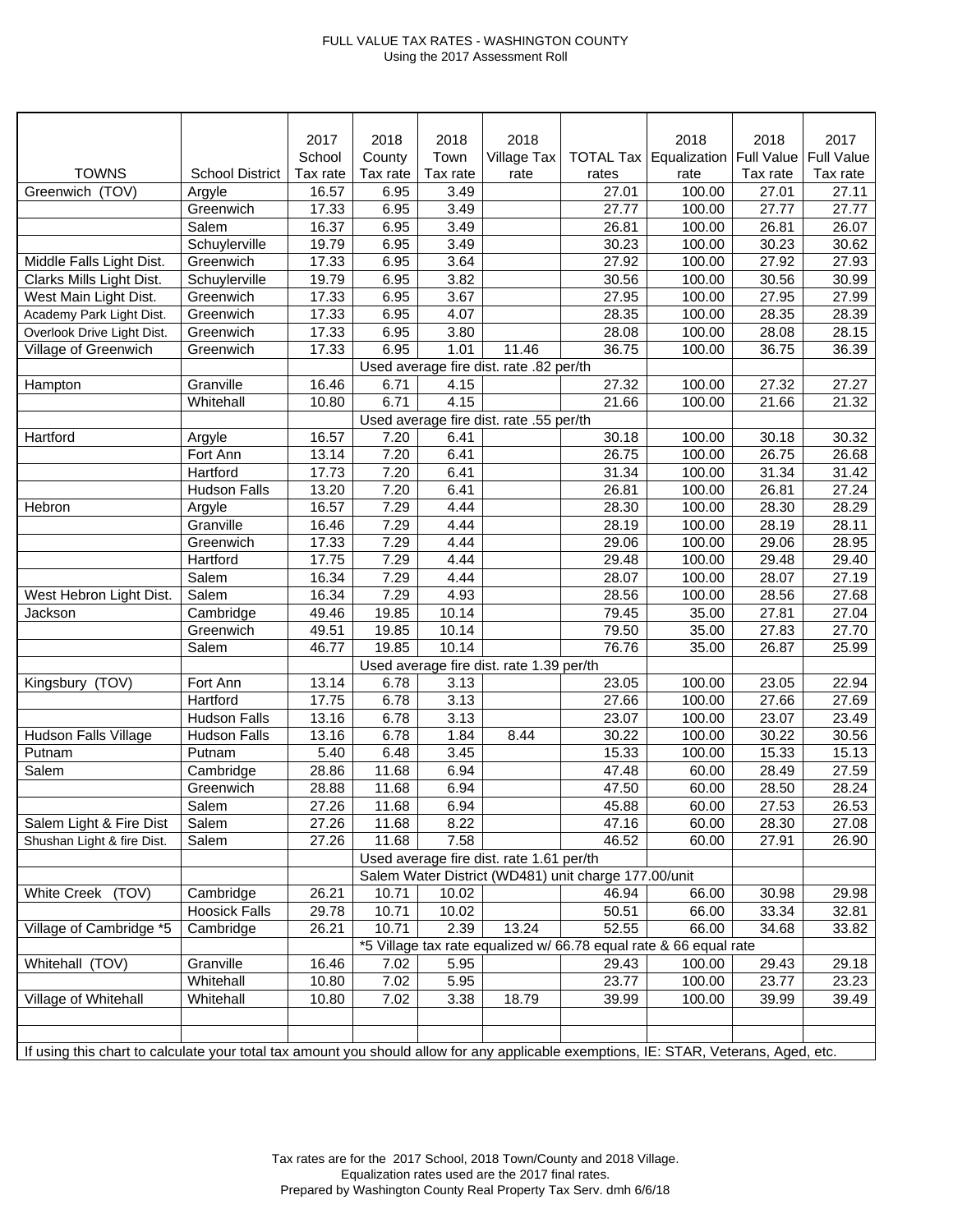FULL VALUE TAX RATES - WASHINGTON COUNTY
Using the 2017 Assessment Roll

| TOWNS | School District | 2017 School Tax rate | 2018 County Tax rate | 2018 Town Tax rate | 2018 Village Tax rate | TOTAL Tax rates | 2018 Equalization rate | 2018 Full Value Tax rate | 2017 Full Value Tax rate |
|---|---|---|---|---|---|---|---|---|---|
| Greenwich (TOV) | Argyle | 16.57 | 6.95 | 3.49 | | 27.01 | 100.00 | 27.01 | 27.11 |
| | Greenwich | 17.33 | 6.95 | 3.49 | | 27.77 | 100.00 | 27.77 | 27.77 |
| | Salem | 16.37 | 6.95 | 3.49 | | 26.81 | 100.00 | 26.81 | 26.07 |
| | Schuylerville | 19.79 | 6.95 | 3.49 | | 30.23 | 100.00 | 30.23 | 30.62 |
| Middle Falls Light Dist. | Greenwich | 17.33 | 6.95 | 3.64 | | 27.92 | 100.00 | 27.92 | 27.93 |
| Clarks Mills Light Dist. | Schuylerville | 19.79 | 6.95 | 3.82 | | 30.56 | 100.00 | 30.56 | 30.99 |
| West Main Light Dist. | Greenwich | 17.33 | 6.95 | 3.67 | | 27.95 | 100.00 | 27.95 | 27.99 |
| Academy Park Light Dist. | Greenwich | 17.33 | 6.95 | 4.07 | | 28.35 | 100.00 | 28.35 | 28.39 |
| Overlook Drive Light Dist. | Greenwich | 17.33 | 6.95 | 3.80 | | 28.08 | 100.00 | 28.08 | 28.15 |
| Village of Greenwich | Greenwich | 17.33 | 6.95 | 1.01 | 11.46 | 36.75 | 100.00 | 36.75 | 36.39 |
| | | | Used average fire dist. rate .82 per/th | | | | | | |
| Hampton | Granville | 16.46 | 6.71 | 4.15 | | 27.32 | 100.00 | 27.32 | 27.27 |
| | Whitehall | 10.80 | 6.71 | 4.15 | | 21.66 | 100.00 | 21.66 | 21.32 |
| | | | Used average fire dist. rate .55 per/th | | | | | | |
| Hartford | Argyle | 16.57 | 7.20 | 6.41 | | 30.18 | 100.00 | 30.18 | 30.32 |
| | Fort Ann | 13.14 | 7.20 | 6.41 | | 26.75 | 100.00 | 26.75 | 26.68 |
| | Hartford | 17.73 | 7.20 | 6.41 | | 31.34 | 100.00 | 31.34 | 31.42 |
| | Hudson Falls | 13.20 | 7.20 | 6.41 | | 26.81 | 100.00 | 26.81 | 27.24 |
| Hebron | Argyle | 16.57 | 7.29 | 4.44 | | 28.30 | 100.00 | 28.30 | 28.29 |
| | Granville | 16.46 | 7.29 | 4.44 | | 28.19 | 100.00 | 28.19 | 28.11 |
| | Greenwich | 17.33 | 7.29 | 4.44 | | 29.06 | 100.00 | 29.06 | 28.95 |
| | Hartford | 17.75 | 7.29 | 4.44 | | 29.48 | 100.00 | 29.48 | 29.40 |
| | Salem | 16.34 | 7.29 | 4.44 | | 28.07 | 100.00 | 28.07 | 27.19 |
| West Hebron Light Dist. | Salem | 16.34 | 7.29 | 4.93 | | 28.56 | 100.00 | 28.56 | 27.68 |
| Jackson | Cambridge | 49.46 | 19.85 | 10.14 | | 79.45 | 35.00 | 27.81 | 27.04 |
| | Greenwich | 49.51 | 19.85 | 10.14 | | 79.50 | 35.00 | 27.83 | 27.70 |
| | Salem | 46.77 | 19.85 | 10.14 | | 76.76 | 35.00 | 26.87 | 25.99 |
| | | | Used average fire dist. rate 1.39 per/th | | | | | | |
| Kingsbury (TOV) | Fort Ann | 13.14 | 6.78 | 3.13 | | 23.05 | 100.00 | 23.05 | 22.94 |
| | Hartford | 17.75 | 6.78 | 3.13 | | 27.66 | 100.00 | 27.66 | 27.69 |
| | Hudson Falls | 13.16 | 6.78 | 3.13 | | 23.07 | 100.00 | 23.07 | 23.49 |
| Hudson Falls Village | Hudson Falls | 13.16 | 6.78 | 1.84 | 8.44 | 30.22 | 100.00 | 30.22 | 30.56 |
| Putnam | Putnam | 5.40 | 6.48 | 3.45 | | 15.33 | 100.00 | 15.33 | 15.13 |
| Salem | Cambridge | 28.86 | 11.68 | 6.94 | | 47.48 | 60.00 | 28.49 | 27.59 |
| | Greenwich | 28.88 | 11.68 | 6.94 | | 47.50 | 60.00 | 28.50 | 28.24 |
| | Salem | 27.26 | 11.68 | 6.94 | | 45.88 | 60.00 | 27.53 | 26.53 |
| Salem Light & Fire Dist | Salem | 27.26 | 11.68 | 8.22 | | 47.16 | 60.00 | 28.30 | 27.08 |
| Shushan Light & fire Dist. | Salem | 27.26 | 11.68 | 7.58 | | 46.52 | 60.00 | 27.91 | 26.90 |
| | | | Used average fire dist. rate 1.61 per/th | | | | | | |
| | | | Salem Water District (WD481) unit charge 177.00/unit | | | | | | |
| White Creek (TOV) | Cambridge | 26.21 | 10.71 | 10.02 | | 46.94 | 66.00 | 30.98 | 29.98 |
| | Hoosick Falls | 29.78 | 10.71 | 10.02 | | 50.51 | 66.00 | 33.34 | 32.81 |
| Village of Cambridge *5 | Cambridge | 26.21 | 10.71 | 2.39 | 13.24 | 52.55 | 66.00 | 34.68 | 33.82 |
| | | | *5 Village tax rate equalized w/ 66.78 equal rate & 66 equal rate | | | | | | |
| Whitehall (TOV) | Granville | 16.46 | 7.02 | 5.95 | | 29.43 | 100.00 | 29.43 | 29.18 |
| | Whitehall | 10.80 | 7.02 | 5.95 | | 23.77 | 100.00 | 23.77 | 23.23 |
| Village of Whitehall | Whitehall | 10.80 | 7.02 | 3.38 | 18.79 | 39.99 | 100.00 | 39.99 | 39.49 |
| | | | | | | | | | |
| | | | | | | | | | |

If using this chart to calculate your total tax amount you should allow for any applicable exemptions, IE: STAR, Veterans, Aged, etc.

Tax rates are for the 2017 School, 2018 Town/County and 2018 Village.
Equalization rates used are the 2017 final rates.
Prepared by Washington County Real Property Tax Serv. dmh 6/6/18